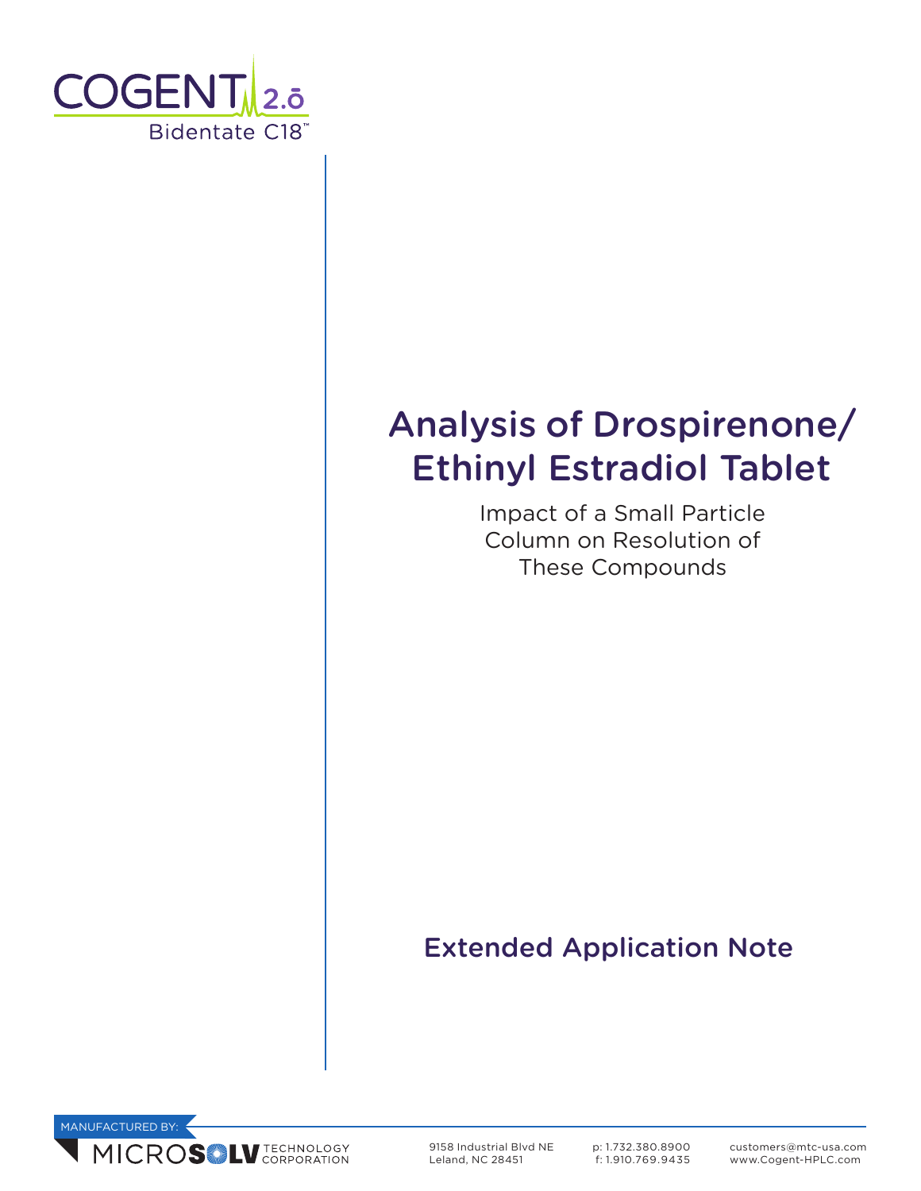COGENT 2.o

Bidentate C18™

# Analysis of Drospirenone/ Ethinyl Estradiol Tablet

Impact of a Small Particle Column on Resolution of These Compounds

## Extended Application Note

MANUFACTURED BY:

MICROSOLV TECHNOLOGY CORPORATION

9158 Industrial Blvd NE
Leland, NC 28451

p: 1.732.380.8900
f: 1.910.769.9435

customers@mtc-usa.com
www.Cogent-HPLC.com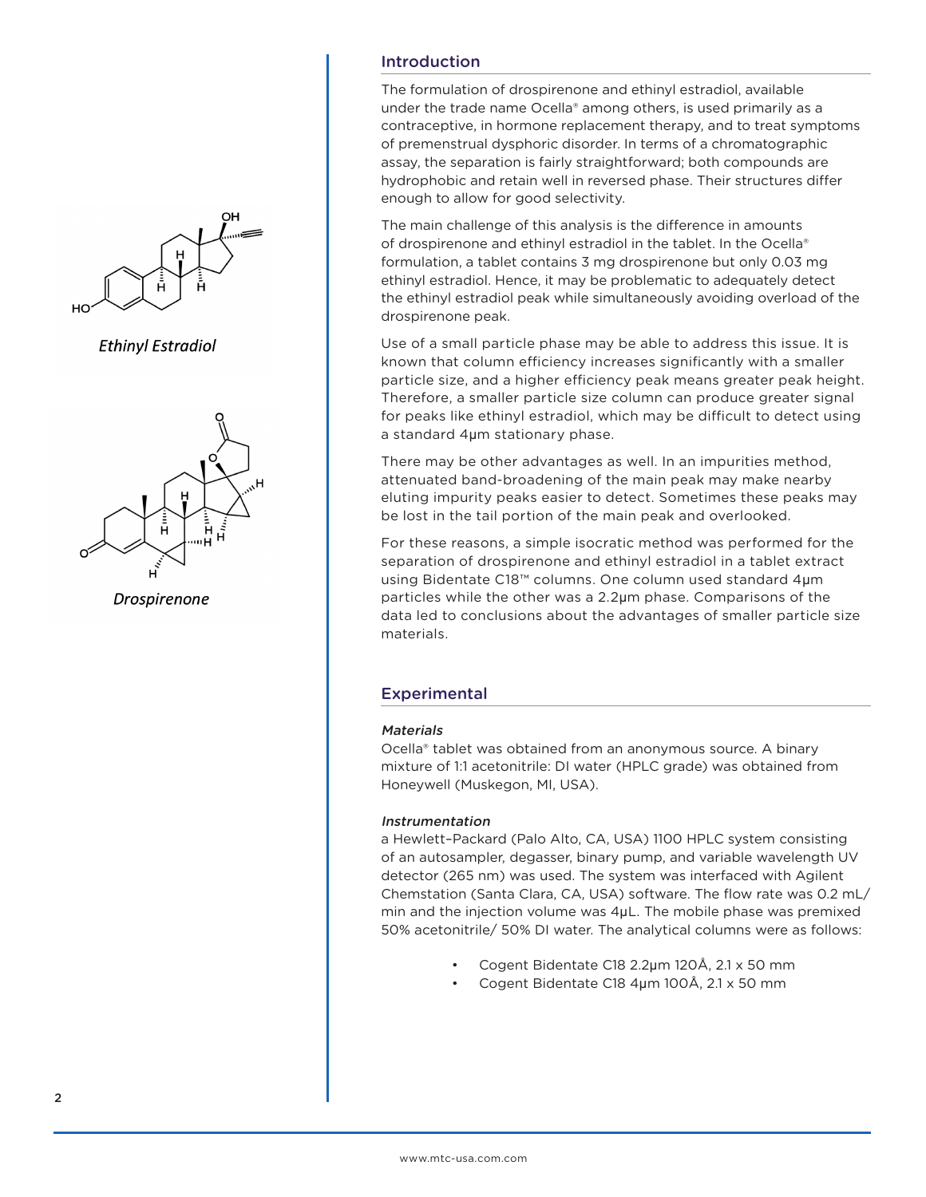Ethinyl Estradiol

Drospirenone

## Introduction

The formulation of drospirenone and ethinyl estradiol, available under the trade name Ocella® among others, is used primarily as a contraceptive, in hormone replacement therapy, and to treat symptoms of premenstrual dysphoric disorder. In terms of a chromatographic assay, the separation is fairly straightforward; both compounds are hydrophobic and retain well in reversed phase. Their structures differ enough to allow for good selectivity.

The main challenge of this analysis is the difference in amounts of drospirenone and ethinyl estradiol in the tablet. In the Ocella® formulation, a tablet contains 3 mg drospirenone but only 0.03 mg ethinyl estradiol. Hence, it may be problematic to adequately detect the ethinyl estradiol peak while simultaneously avoiding overload of the drospirenone peak.

Use of a small particle phase may be able to address this issue. It is known that column efficiency increases significantly with a smaller particle size, and a higher efficiency peak means greater peak height. Therefore, a smaller particle size column can produce greater signal for peaks like ethinyl estradiol, which may be difficult to detect using a standard 4µm stationary phase.

There may be other advantages as well. In an impurities method, attenuated band-broadening of the main peak may make nearby eluting impurity peaks easier to detect. Sometimes these peaks may be lost in the tail portion of the main peak and overlooked.

For these reasons, a simple isocratic method was performed for the separation of drospirenone and ethinyl estradiol in a tablet extract using Bidentate C18™ columns. One column used standard 4µm particles while the other was a 2.2µm phase. Comparisons of the data led to conclusions about the advantages of smaller particle size materials.

## Experimental

*Materials*

Ocella® tablet was obtained from an anonymous source. A binary mixture of 1:1 acetonitrile: DI water (HPLC grade) was obtained from Honeywell (Muskegon, MI, USA).

*Instrumentation*

a Hewlett–Packard (Palo Alto, CA, USA) 1100 HPLC system consisting of an autosampler, degasser, binary pump, and variable wavelength UV detector (265 nm) was used. The system was interfaced with Agilent Chemstation (Santa Clara, CA, USA) software. The flow rate was 0.2 mL/min and the injection volume was 4µL. The mobile phase was premixed 50% acetonitrile/ 50% DI water. The analytical columns were as follows:

- Cogent Bidentate C18 2.2µm 120Å, 2.1 x 50 mm
- Cogent Bidentate C18 4µm 100Å, 2.1 x 50 mm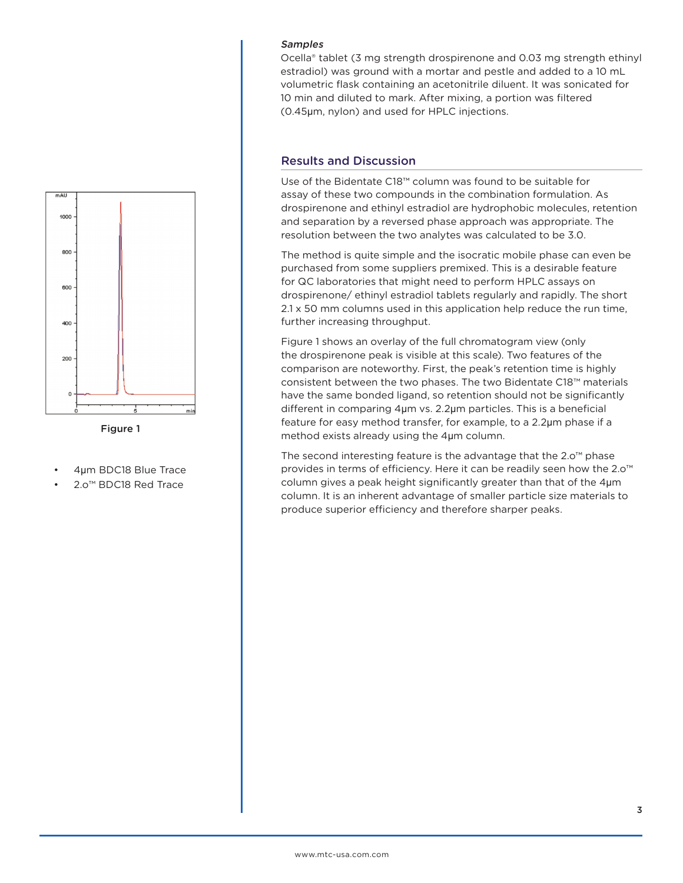*Samples*

Ocella® tablet (3 mg strength drospirenone and 0.03 mg strength ethinyl estradiol) was ground with a mortar and pestle and added to a 10 mL volumetric flask containing an acetonitrile diluent. It was sonicated for 10 min and diluted to mark. After mixing, a portion was filtered (0.45μm, nylon) and used for HPLC injections.

## Results and Discussion

Use of the Bidentate C18™ column was found to be suitable for assay of these two compounds in the combination formulation. As drospirenone and ethinyl estradiol are hydrophobic molecules, retention and separation by a reversed phase approach was appropriate. The resolution between the two analytes was calculated to be 3.0.

The method is quite simple and the isocratic mobile phase can even be purchased from some suppliers premixed. This is a desirable feature for QC laboratories that might need to perform HPLC assays on drospirenone/ ethinyl estradiol tablets regularly and rapidly. The short 2.1 x 50 mm columns used in this application help reduce the run time, further increasing throughput.

Figure 1 shows an overlay of the full chromatogram view (only the drospirenone peak is visible at this scale). Two features of the comparison are noteworthy. First, the peak's retention time is highly consistent between the two phases. The two Bidentate C18™ materials have the same bonded ligand, so retention should not be significantly different in comparing 4μm vs. 2.2μm particles. This is a beneficial feature for easy method transfer, for example, to a 2.2μm phase if a method exists already using the 4μm column.

The second interesting feature is the advantage that the 2.o™ phase provides in terms of efficiency. Here it can be readily seen how the 2.o™ column gives a peak height significantly greater than that of the 4μm column. It is an inherent advantage of smaller particle size materials to produce superior efficiency and therefore sharper peaks.

Figure 1

- 4μm BDC18 Blue Trace
- 2.o™ BDC18 Red Trace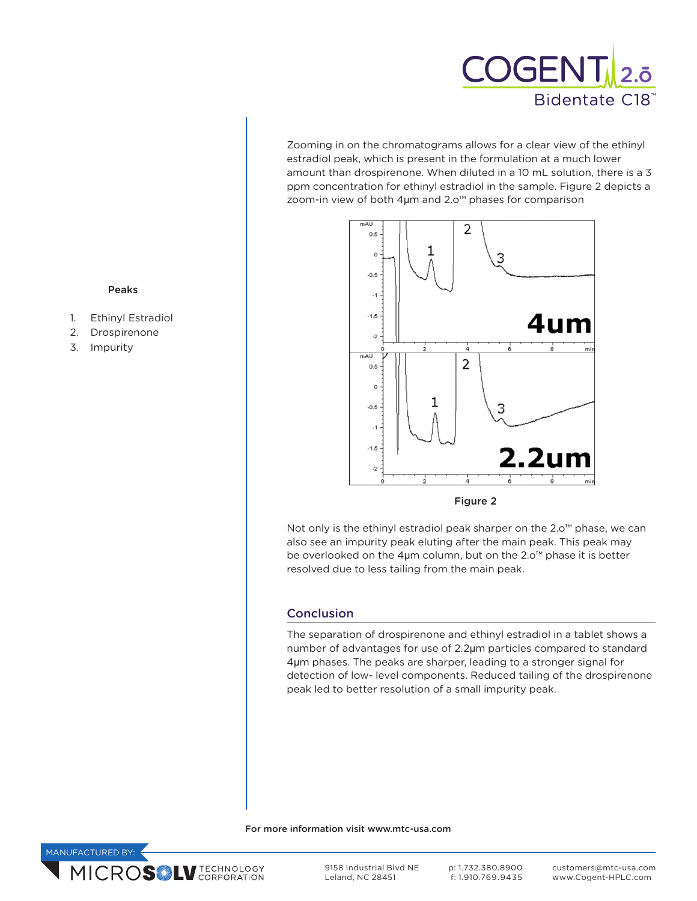Zooming in on the chromatograms allows for a clear view of the ethinyl estradiol peak, which is present in the formulation at a much lower amount than drospirenone. When diluted in a 10 mL solution, there is a 3 ppm concentration for ethinyl estradiol in the sample. Figure 2 depicts a zoom-in view of both 4µm and 2.o™ phases for comparison

**Peaks**

1. Ethinyl Estradiol
2. Drospirenone
3. Impurity

mAU
0.5
0
-0.5
-1
-1.5
-2
0 2 4 6 8 min
1
2
3
4um

mAU
0.5
0
-0.5
-1
-1.5
-2
0 2 4 6 8 min
1
2
3
2.2um

Figure 2

Not only is the ethinyl estradiol peak sharper on the 2.o™ phase, we can also see an impurity peak eluting after the main peak. This peak may be overlooked on the 4µm column, but on the 2.o™ phase it is better resolved due to less tailing from the main peak.

## Conclusion

The separation of drospirenone and ethinyl estradiol in a tablet shows a number of advantages for use of 2.2µm particles compared to standard 4µm phases. The peaks are sharper, leading to a stronger signal for detection of low- level components. Reduced tailing of the drospirenone peak led to better resolution of a small impurity peak.

For more information visit www.mtc-usa.com

MANUFACTURED BY: MICROSOLV TECHNOLOGY CORPORATION

9158 Industrial Blvd NE
Leland, NC 28451

p: 1.732.380.8900
f: 1.910.769.9435

customers@mtc-usa.com
www.Cogent-HPLC.com